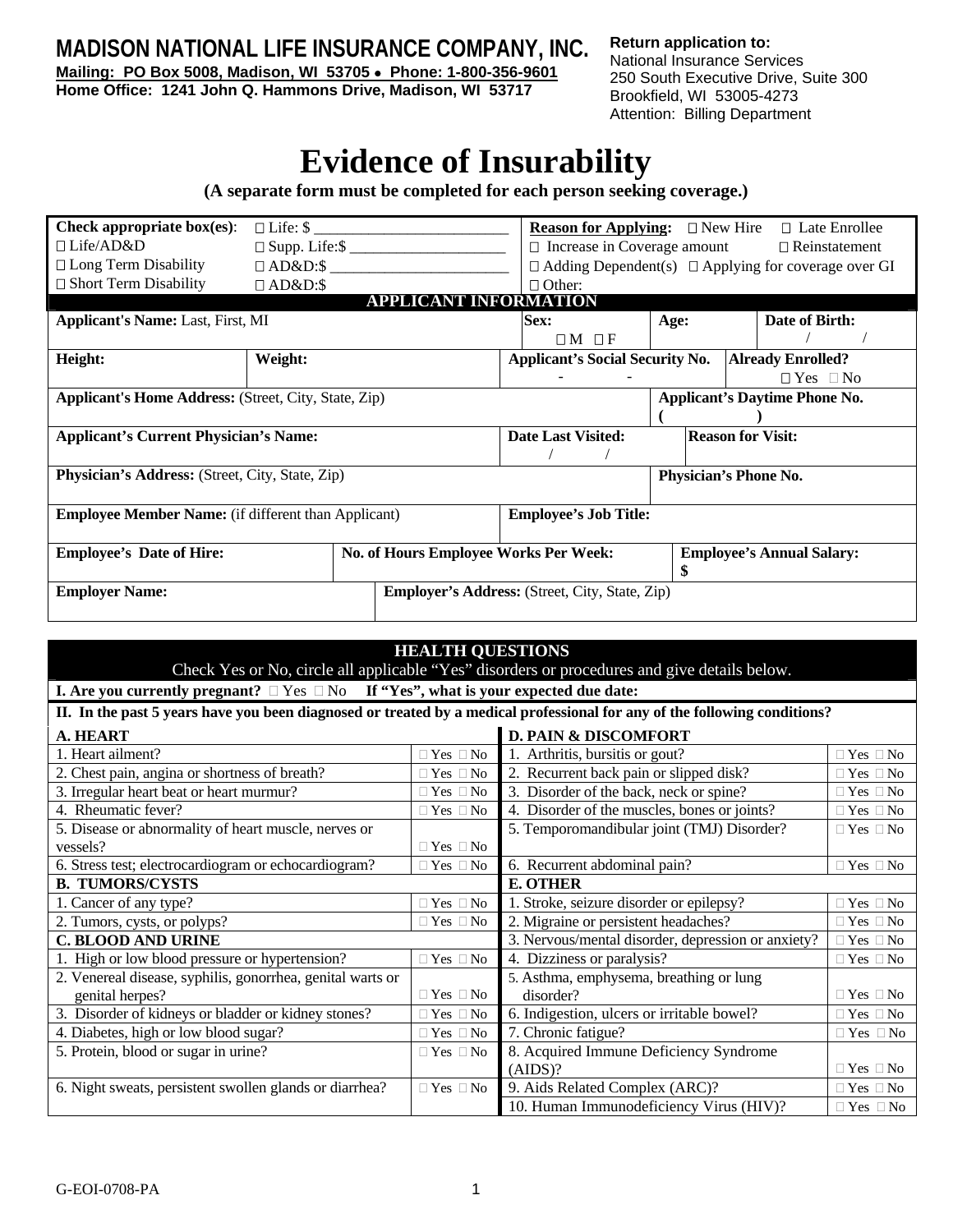**MADISON NATIONAL LIFE INSURANCE COMPANY, INC.**
**Mailing: PO Box 5008, Madison, WI 53705 • Phone: 1-800-356-9601**
**Home Office: 1241 John Q. Hammons Drive, Madison, WI 53717**

**Return application to:**
National Insurance Services
250 South Executive Drive, Suite 300
Brookfield, WI 53005-4273
Attention: Billing Department

# Evidence of Insurability

**(A separate form must be completed for each person seeking coverage.)**

| **Check appropriate box(es)**: | | **Reason for Applying:** |
|---|---|---|
| □ Life/AD&D | □ Life: $ ____________________ | □ New Hire □ Late Enrollee |
| □ Long Term Disability | □ Supp. Life:$ ________________ | □ Increase in Coverage amount □ Reinstatement |
| □ Short Term Disability | □ AD&D:$ __________________ | □ Adding Dependent(s) □ Applying for coverage over GI |
| | □ AD&D:$ | □ Other: |

## APPLICANT INFORMATION

| **Applicant's Name:** Last, First, MI | **Sex:** □ M □ F | **Age:** | **Date of Birth:** / / |
|---|---|---|---|
| **Height:** | **Weight:** | **Applicant's Social Security No.** - - | **Already Enrolled?** □ Yes □ No |
| **Applicant's Home Address:** (Street, City, State, Zip) | | **Applicant's Daytime Phone No.** ( ) | |
| **Applicant's Current Physician's Name:** | **Date Last Visited:** / / | **Reason for Visit:** | |
| **Physician's Address:** (Street, City, State, Zip) | | **Physician's Phone No.** | |
| **Employee Member Name:** (if different than Applicant) | **Employee's Job Title:** | | |
| **Employee's Date of Hire:** | **No. of Hours Employee Works Per Week:** | **Employee's Annual Salary:** $ | |
| **Employer Name:** | **Employer's Address:** (Street, City, State, Zip) | | |

## HEALTH QUESTIONS

Check Yes or No, circle all applicable "Yes" disorders or procedures and give details below.

**I. Are you currently pregnant?** □ Yes □ No **If "Yes", what is your expected due date:**

**II. In the past 5 years have you been diagnosed or treated by a medical professional for any of the following conditions?**

| **A. HEART** | | **D. PAIN & DISCOMFORT** | |
|---|---|---|---|
| 1. Heart ailment? | □ Yes □ No | 1. Arthritis, bursitis or gout? | □ Yes □ No |
| 2. Chest pain, angina or shortness of breath? | □ Yes □ No | 2. Recurrent back pain or slipped disk? | □ Yes □ No |
| 3. Irregular heart beat or heart murmur? | □ Yes □ No | 3. Disorder of the back, neck or spine? | □ Yes □ No |
| 4. Rheumatic fever? | □ Yes □ No | 4. Disorder of the muscles, bones or joints? | □ Yes □ No |
| 5. Disease or abnormality of heart muscle, nerves or vessels? | □ Yes □ No | 5. Temporomandibular joint (TMJ) Disorder? | □ Yes □ No |
| 6. Stress test; electrocardiogram or echocardiogram? | □ Yes □ No | 6. Recurrent abdominal pain? | □ Yes □ No |
| **B. TUMORS/CYSTS** | | **E. OTHER** | |
| 1. Cancer of any type? | □ Yes □ No | 1. Stroke, seizure disorder or epilepsy? | □ Yes □ No |
| 2. Tumors, cysts, or polyps? | □ Yes □ No | 2. Migraine or persistent headaches? | □ Yes □ No |
| **C. BLOOD AND URINE** | | 3. Nervous/mental disorder, depression or anxiety? | □ Yes □ No |
| 1. High or low blood pressure or hypertension? | □ Yes □ No | 4. Dizziness or paralysis? | □ Yes □ No |
| 2. Venereal disease, syphilis, gonorrhea, genital warts or genital herpes? | □ Yes □ No | 5. Asthma, emphysema, breathing or lung disorder? | □ Yes □ No |
| 3. Disorder of kidneys or bladder or kidney stones? | □ Yes □ No | 6. Indigestion, ulcers or irritable bowel? | □ Yes □ No |
| 4. Diabetes, high or low blood sugar? | □ Yes □ No | 7. Chronic fatigue? | □ Yes □ No |
| 5. Protein, blood or sugar in urine? | □ Yes □ No | 8. Acquired Immune Deficiency Syndrome (AIDS)? | □ Yes □ No |
| 6. Night sweats, persistent swollen glands or diarrhea? | □ Yes □ No | 9. Aids Related Complex (ARC)? | □ Yes □ No |
| | | 10. Human Immunodeficiency Virus (HIV)? | □ Yes □ No |

G-EOI-0708-PA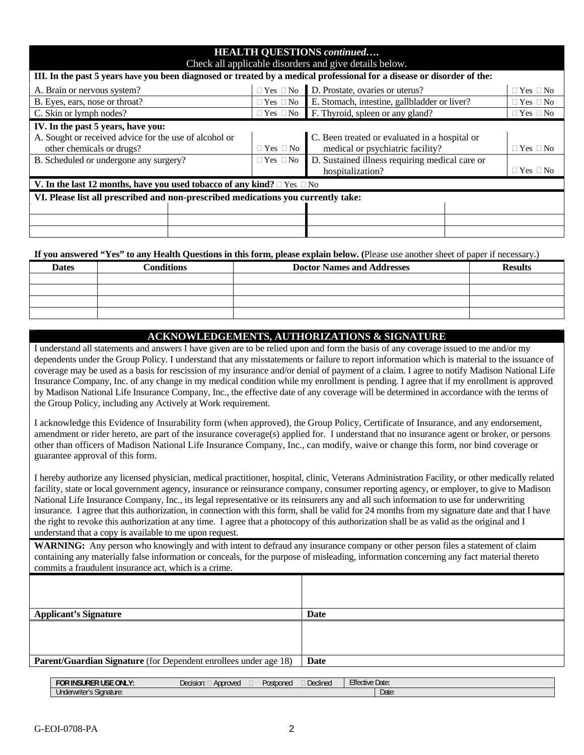## HEALTH QUESTIONS *continued….*

Check all applicable disorders and give details below.

**III. In the past 5 years have you been diagnosed or treated by a medical professional for a disease or disorder of the:**

| | | | |
|---|---|---|---|
| A. Brain or nervous system? | □ Yes □ No | D. Prostate, ovaries or uterus? | □ Yes □ No |
| B. Eyes, ears, nose or throat? | □ Yes □ No | E. Stomach, intestine, gallbladder or liver? | □ Yes □ No |
| C. Skin or lymph nodes? | □ Yes □ No | F. Thyroid, spleen or any gland? | □ Yes □ No |

**IV. In the past 5 years, have you:**

| | | | |
|---|---|---|---|
| A. Sought or received advice for the use of alcohol or other chemicals or drugs? | □ Yes □ No | C. Been treated or evaluated in a hospital or medical or psychiatric facility? | □ Yes □ No |
| B. Scheduled or undergone any surgery? | □ Yes □ No | D. Sustained illness requiring medical care or hospitalization? | □ Yes □ No |

**V. In the last 12 months, have you used tobacco of any kind?** □ Yes □ No

**VI. Please list all prescribed and non-prescribed medications you currently take:**

| | | | |
|---|---|---|---|
| | | | |
| | | | |
| | | | |

**If you answered "Yes" to any Health Questions in this form, please explain below. (**Please use another sheet of paper if necessary.)

| Dates | Conditions | Doctor Names and Addresses | Results |
|---|---|---|---|
| | | | |
| | | | |
| | | | |
| | | | |

## ACKNOWLEDGEMENTS, AUTHORIZATIONS & SIGNATURE

I understand all statements and answers I have given are to be relied upon and form the basis of any coverage issued to me and/or my dependents under the Group Policy. I understand that any misstatements or failure to report information which is material to the issuance of coverage may be used as a basis for rescission of my insurance and/or denial of payment of a claim. I agree to notify Madison National Life Insurance Company, Inc. of any change in my medical condition while my enrollment is pending. I agree that if my enrollment is approved by Madison National Life Insurance Company, Inc., the effective date of any coverage will be determined in accordance with the terms of the Group Policy, including any Actively at Work requirement.

I acknowledge this Evidence of Insurability form (when approved), the Group Policy, Certificate of Insurance, and any endorsement, amendment or rider hereto, are part of the insurance coverage(s) applied for. I understand that no insurance agent or broker, or persons other than officers of Madison National Life Insurance Company, Inc., can modify, waive or change this form, nor bind coverage or guarantee approval of this form.

I hereby authorize any licensed physician, medical practitioner, hospital, clinic, Veterans Administration Facility, or other medically related facility, state or local government agency, insurance or reinsurance company, consumer reporting agency, or employer, to give to Madison National Life Insurance Company, Inc., its legal representative or its reinsurers any and all such information to use for underwriting insurance. I agree that this authorization, in connection with this form, shall be valid for 24 months from my signature date and that I have the right to revoke this authorization at any time. I agree that a photocopy of this authorization shall be as valid as the original and I understand that a copy is available to me upon request.

**WARNING:** Any person who knowingly and with intent to defraud any insurance company or other person files a statement of claim containing any materially false information or conceals, for the purpose of misleading, information concerning any fact material thereto commits a fraudulent insurance act, which is a crime.

| | |
|---|---|
| | |
| **Applicant's Signature** | **Date** |
| | |
| **Parent/Guardian Signature** (for Dependent enrollees under age 18) | **Date** |

| | | |
|---|---|---|
| **FOR INSURER USE ONLY:** | Decision: □ Approved □ Postponed □ Declined | Effective Date: |
| Underwriter's Signature: | | Date: |

G-EOI-0708-PA